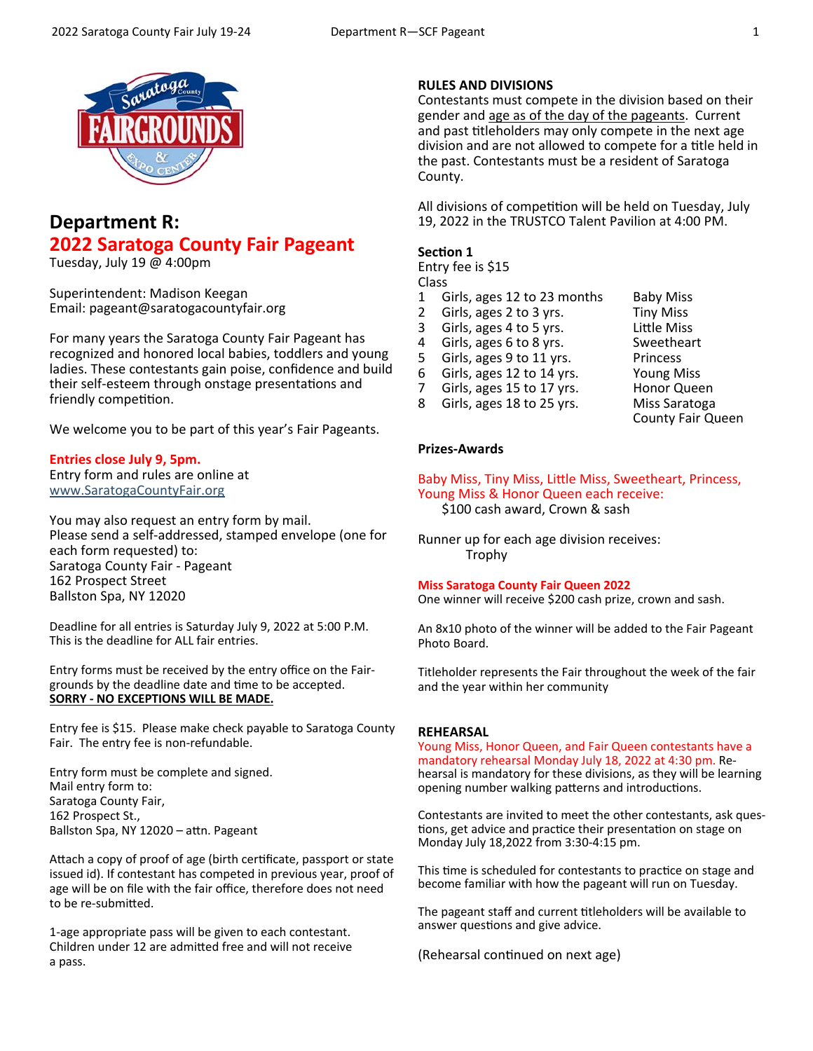# Department R:
# 2022 Saratoga County Fair Pageant

Tuesday, July 19 @ 4:00pm

Superintendent: Madison Keegan
Email: pageant@saratogacountyfair.org

For many years the Saratoga County Fair Pageant has recognized and honored local babies, toddlers and young ladies. These contestants gain poise, confidence and build their self-esteem through onstage presentations and friendly competition.

We welcome you to be part of this year's Fair Pageants.

**Entries close July 9, 5pm.**
Entry form and rules are online at www.SaratogaCountyFair.org

You may also request an entry form by mail.
Please send a self-addressed, stamped envelope (one for each form requested) to:
Saratoga County Fair - Pageant
162 Prospect Street
Ballston Spa, NY 12020

Deadline for all entries is Saturday July 9, 2022 at 5:00 P.M. This is the deadline for ALL fair entries.

Entry forms must be received by the entry office on the Fair-grounds by the deadline date and time to be accepted.
**SORRY - NO EXCEPTIONS WILL BE MADE.**

Entry fee is $15. Please make check payable to Saratoga County Fair. The entry fee is non-refundable.

Entry form must be complete and signed.
Mail entry form to:
Saratoga County Fair,
162 Prospect St.,
Ballston Spa, NY 12020 – attn. Pageant

Attach a copy of proof of age (birth certificate, passport or state issued id). If contestant has competed in previous year, proof of age will be on file with the fair office, therefore does not need to be re-submitted.

1-age appropriate pass will be given to each contestant. Children under 12 are admitted free and will not receive a pass.

## RULES AND DIVISIONS

Contestants must compete in the division based on their gender and age as of the day of the pageants. Current and past titleholders may only compete in the next age division and are not allowed to compete for a title held in the past. Contestants must be a resident of Saratoga County.

All divisions of competition will be held on Tuesday, July 19, 2022 in the TRUSTCO Talent Pavilion at 4:00 PM.

**Section 1**
Entry fee is $15

| Class | | |
|---|---|---|
| 1 | Girls, ages 12 to 23 months | Baby Miss |
| 2 | Girls, ages 2 to 3 yrs. | Tiny Miss |
| 3 | Girls, ages 4 to 5 yrs. | Little Miss |
| 4 | Girls, ages 6 to 8 yrs. | Sweetheart |
| 5 | Girls, ages 9 to 11 yrs. | Princess |
| 6 | Girls, ages 12 to 14 yrs. | Young Miss |
| 7 | Girls, ages 15 to 17 yrs. | Honor Queen |
| 8 | Girls, ages 18 to 25 yrs. | Miss Saratoga County Fair Queen |

**Prizes-Awards**

Baby Miss, Tiny Miss, Little Miss, Sweetheart, Princess, Young Miss & Honor Queen each receive:
$100 cash award, Crown & sash

Runner up for each age division receives:
Trophy

**Miss Saratoga County Fair Queen 2022**
One winner will receive $200 cash prize, crown and sash.

An 8x10 photo of the winner will be added to the Fair Pageant Photo Board.

Titleholder represents the Fair throughout the week of the fair and the year within her community

## REHEARSAL

Young Miss, Honor Queen, and Fair Queen contestants have a mandatory rehearsal Monday July 18, 2022 at 4:30 pm. Rehearsal is mandatory for these divisions, as they will be learning opening number walking patterns and introductions.

Contestants are invited to meet the other contestants, ask questions, get advice and practice their presentation on stage on Monday July 18,2022 from 3:30-4:15 pm.

This time is scheduled for contestants to practice on stage and become familiar with how the pageant will run on Tuesday.

The pageant staff and current titleholders will be available to answer questions and give advice.

(Rehearsal continued on next age)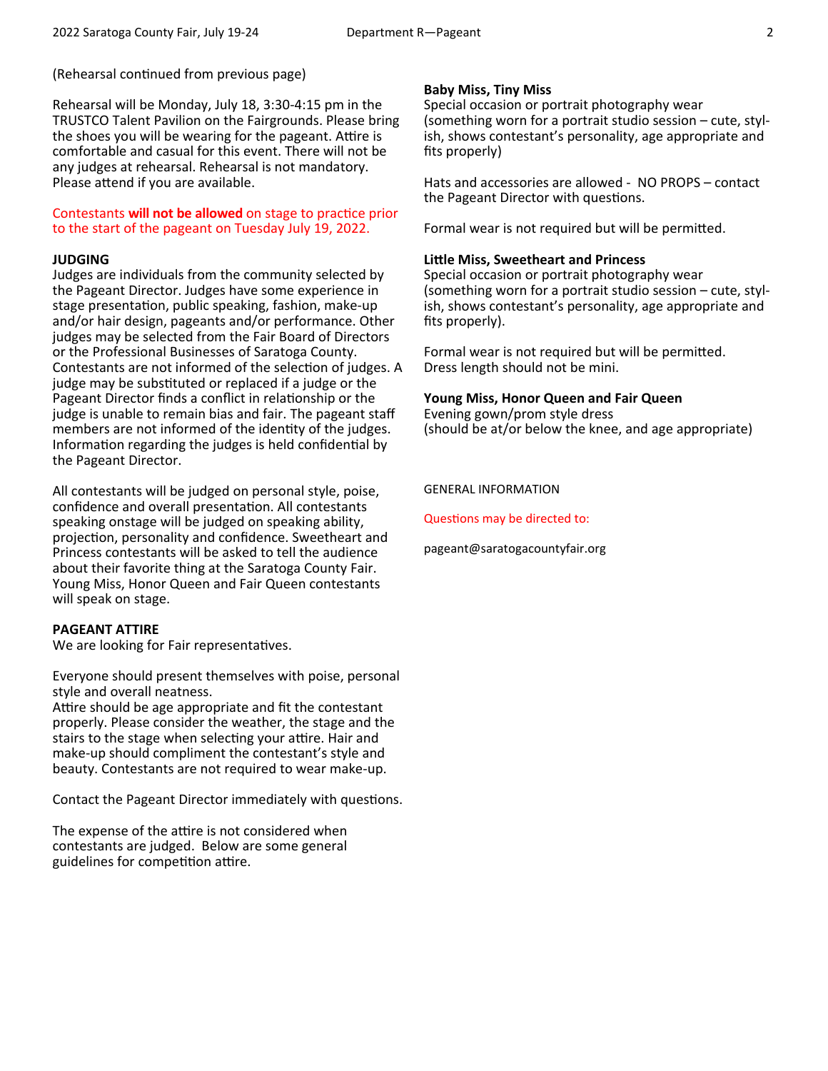(Rehearsal continued from previous page)

Rehearsal will be Monday, July 18, 3:30-4:15 pm in the TRUSTCO Talent Pavilion on the Fairgrounds. Please bring the shoes you will be wearing for the pageant. Attire is comfortable and casual for this event. There will not be any judges at rehearsal. Rehearsal is not mandatory. Please attend if you are available.

Contestants **will not be allowed** on stage to practice prior to the start of the pageant on Tuesday July 19, 2022.

**JUDGING**

Judges are individuals from the community selected by the Pageant Director. Judges have some experience in stage presentation, public speaking, fashion, make-up and/or hair design, pageants and/or performance. Other judges may be selected from the Fair Board of Directors or the Professional Businesses of Saratoga County. Contestants are not informed of the selection of judges. A judge may be substituted or replaced if a judge or the Pageant Director finds a conflict in relationship or the judge is unable to remain bias and fair. The pageant staff members are not informed of the identity of the judges. Information regarding the judges is held confidential by the Pageant Director.

All contestants will be judged on personal style, poise, confidence and overall presentation. All contestants speaking onstage will be judged on speaking ability, projection, personality and confidence. Sweetheart and Princess contestants will be asked to tell the audience about their favorite thing at the Saratoga County Fair. Young Miss, Honor Queen and Fair Queen contestants will speak on stage.

**PAGEANT ATTIRE**

We are looking for Fair representatives.

Everyone should present themselves with poise, personal style and overall neatness.
Attire should be age appropriate and fit the contestant properly. Please consider the weather, the stage and the stairs to the stage when selecting your attire. Hair and make-up should compliment the contestant's style and beauty. Contestants are not required to wear make-up.

Contact the Pageant Director immediately with questions.

The expense of the attire is not considered when contestants are judged. Below are some general guidelines for competition attire.

**Baby Miss, Tiny Miss**

Special occasion or portrait photography wear (something worn for a portrait studio session – cute, stylish, shows contestant's personality, age appropriate and fits properly)

Hats and accessories are allowed - NO PROPS – contact the Pageant Director with questions.

Formal wear is not required but will be permitted.

**Little Miss, Sweetheart and Princess**

Special occasion or portrait photography wear (something worn for a portrait studio session – cute, stylish, shows contestant's personality, age appropriate and fits properly).

Formal wear is not required but will be permitted.
Dress length should not be mini.

**Young Miss, Honor Queen and Fair Queen**

Evening gown/prom style dress
(should be at/or below the knee, and age appropriate)

GENERAL INFORMATION

Questions may be directed to:

pageant@saratogacountyfair.org